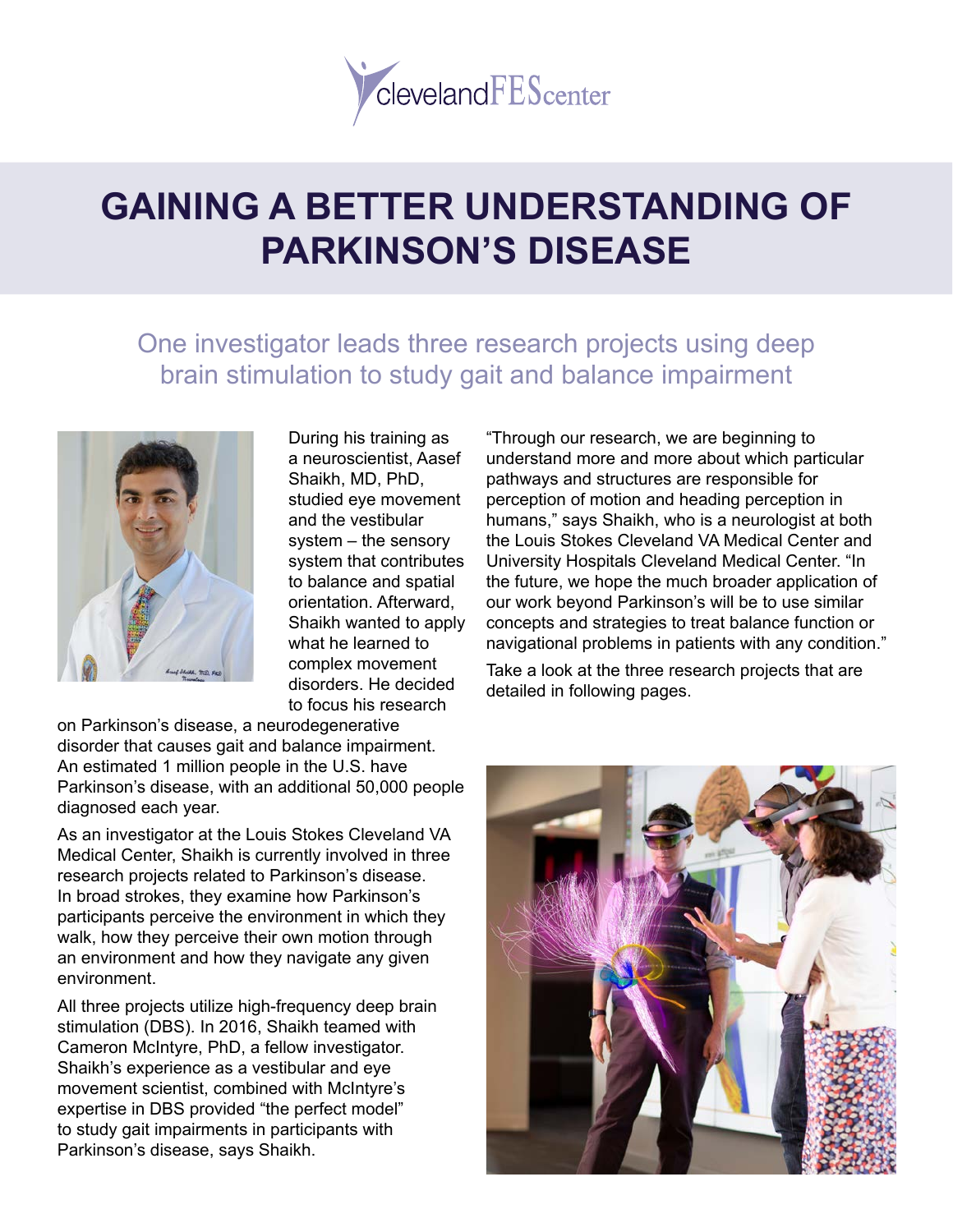clevelandFEScenter

# GAINING A BETTER UNDERSTANDING OF PARKINSON'S DISEASE

## One investigator leads three research projects using deep brain stimulation to study gait and balance impairment

During his training as a neuroscientist, Aasef Shaikh, MD, PhD, studied eye movement and the vestibular system – the sensory system that contributes to balance and spatial orientation. Afterward, Shaikh wanted to apply what he learned to complex movement disorders. He decided to focus his research on Parkinson's disease, a neurodegenerative disorder that causes gait and balance impairment. An estimated 1 million people in the U.S. have Parkinson's disease, with an additional 50,000 people diagnosed each year.

As an investigator at the Louis Stokes Cleveland VA Medical Center, Shaikh is currently involved in three research projects related to Parkinson's disease. In broad strokes, they examine how Parkinson's participants perceive the environment in which they walk, how they perceive their own motion through an environment and how they navigate any given environment.

All three projects utilize high-frequency deep brain stimulation (DBS). In 2016, Shaikh teamed with Cameron McIntyre, PhD, a fellow investigator. Shaikh's experience as a vestibular and eye movement scientist, combined with McIntyre's expertise in DBS provided "the perfect model" to study gait impairments in participants with Parkinson's disease, says Shaikh.

"Through our research, we are beginning to understand more and more about which particular pathways and structures are responsible for perception of motion and heading perception in humans," says Shaikh, who is a neurologist at both the Louis Stokes Cleveland VA Medical Center and University Hospitals Cleveland Medical Center. "In the future, we hope the much broader application of our work beyond Parkinson's will be to use similar concepts and strategies to treat balance function or navigational problems in patients with any condition."

Take a look at the three research projects that are detailed in following pages.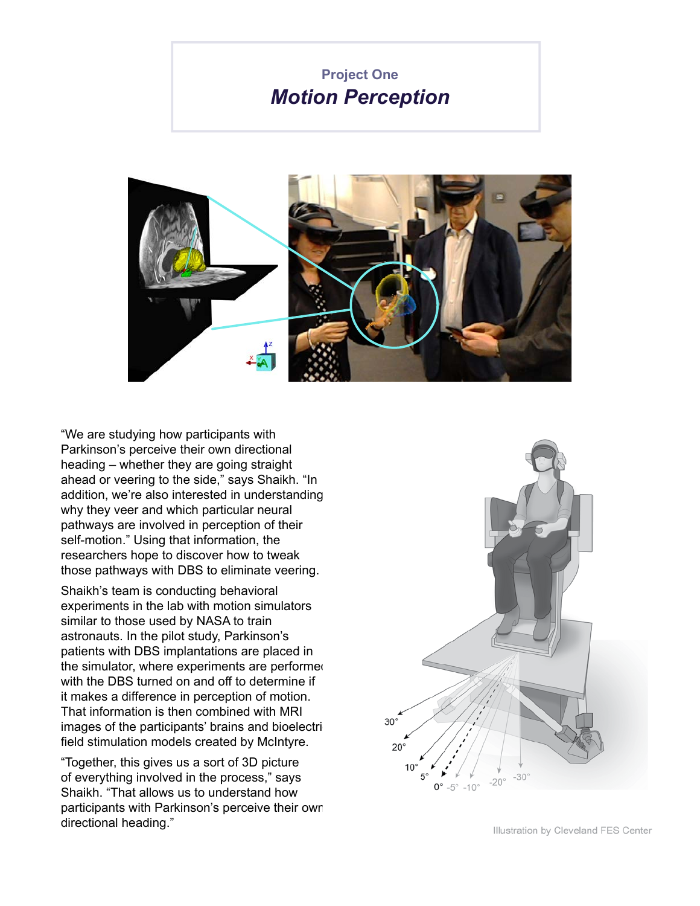Project One

# *Motion Perception*

"We are studying how participants with Parkinson's perceive their own directional heading – whether they are going straight ahead or veering to the side," says Shaikh. "In addition, we're also interested in understanding why they veer and which particular neural pathways are involved in perception of their self-motion." Using that information, the researchers hope to discover how to tweak those pathways with DBS to eliminate veering.

Shaikh's team is conducting behavioral experiments in the lab with motion simulators similar to those used by NASA to train astronauts. In the pilot study, Parkinson's patients with DBS implantations are placed in the simulator, where experiments are performed with the DBS turned on and off to determine if it makes a difference in perception of motion. That information is then combined with MRI images of the participants' brains and bioelectric field stimulation models created by McIntyre.

"Together, this gives us a sort of 3D picture of everything involved in the process," says Shaikh. "That allows us to understand how participants with Parkinson's perceive their own directional heading."

Illustration by Cleveland FES Center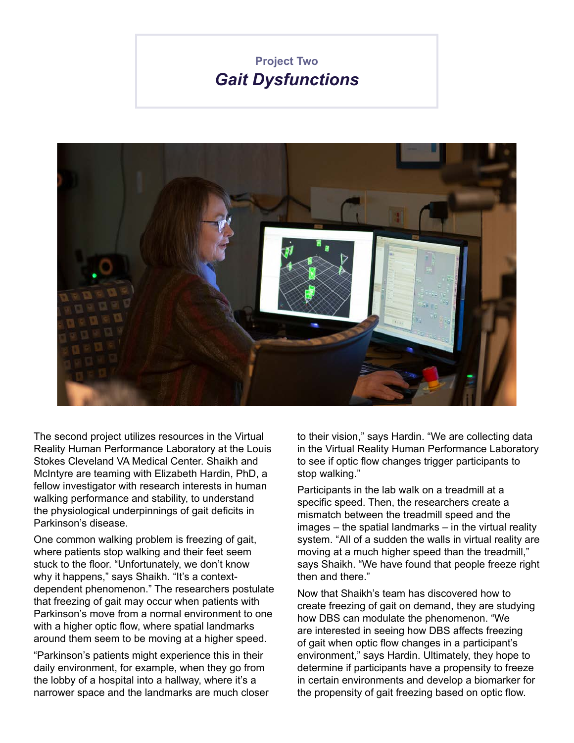Project Two

## *Gait Dysfunctions*

The second project utilizes resources in the Virtual Reality Human Performance Laboratory at the Louis Stokes Cleveland VA Medical Center. Shaikh and McIntyre are teaming with Elizabeth Hardin, PhD, a fellow investigator with research interests in human walking performance and stability, to understand the physiological underpinnings of gait deficits in Parkinson's disease.

One common walking problem is freezing of gait, where patients stop walking and their feet seem stuck to the floor. "Unfortunately, we don't know why it happens," says Shaikh. "It's a context-dependent phenomenon." The researchers postulate that freezing of gait may occur when patients with Parkinson's move from a normal environment to one with a higher optic flow, where spatial landmarks around them seem to be moving at a higher speed.

"Parkinson's patients might experience this in their daily environment, for example, when they go from the lobby of a hospital into a hallway, where it's a narrower space and the landmarks are much closer to their vision," says Hardin. "We are collecting data in the Virtual Reality Human Performance Laboratory to see if optic flow changes trigger participants to stop walking."

Participants in the lab walk on a treadmill at a specific speed. Then, the researchers create a mismatch between the treadmill speed and the images – the spatial landmarks – in the virtual reality system. "All of a sudden the walls in virtual reality are moving at a much higher speed than the treadmill," says Shaikh. "We have found that people freeze right then and there."

Now that Shaikh's team has discovered how to create freezing of gait on demand, they are studying how DBS can modulate the phenomenon. "We are interested in seeing how DBS affects freezing of gait when optic flow changes in a participant's environment," says Hardin. Ultimately, they hope to determine if participants have a propensity to freeze in certain environments and develop a biomarker for the propensity of gait freezing based on optic flow.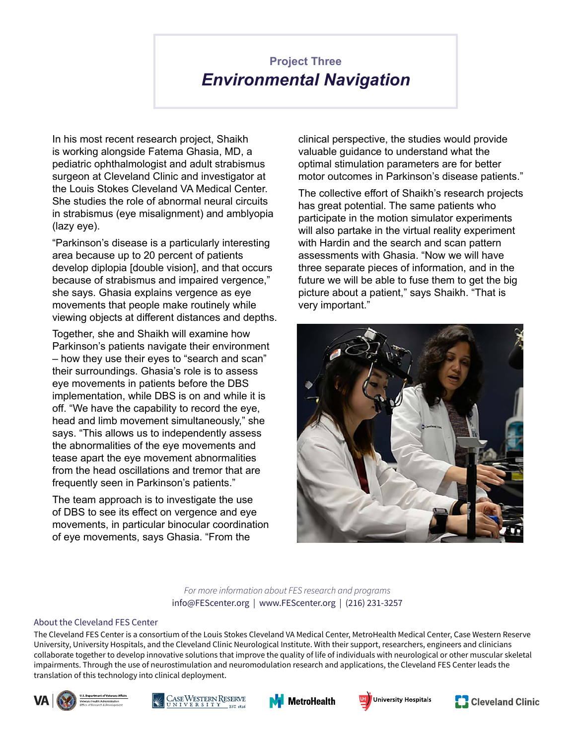## Project Three

# *Environmental Navigation*

In his most recent research project, Shaikh is working alongside Fatema Ghasia, MD, a pediatric ophthalmologist and adult strabismus surgeon at Cleveland Clinic and investigator at the Louis Stokes Cleveland VA Medical Center. She studies the role of abnormal neural circuits in strabismus (eye misalignment) and amblyopia (lazy eye).

"Parkinson's disease is a particularly interesting area because up to 20 percent of patients develop diplopia [double vision], and that occurs because of strabismus and impaired vergence," she says. Ghasia explains vergence as eye movements that people make routinely while viewing objects at different distances and depths.

Together, she and Shaikh will examine how Parkinson's patients navigate their environment – how they use their eyes to "search and scan" their surroundings. Ghasia's role is to assess eye movements in patients before the DBS implementation, while DBS is on and while it is off. "We have the capability to record the eye, head and limb movement simultaneously," she says. "This allows us to independently assess the abnormalities of the eye movements and tease apart the eye movement abnormalities from the head oscillations and tremor that are frequently seen in Parkinson's patients."

The team approach is to investigate the use of DBS to see its effect on vergence and eye movements, in particular binocular coordination of eye movements, says Ghasia. "From the clinical perspective, the studies would provide valuable guidance to understand what the optimal stimulation parameters are for better motor outcomes in Parkinson's disease patients."

The collective effort of Shaikh's research projects has great potential. The same patients who participate in the motion simulator experiments will also partake in the virtual reality experiment with Hardin and the search and scan pattern assessments with Ghasia. "Now we will have three separate pieces of information, and in the future we will be able to fuse them to get the big picture about a patient," says Shaikh. "That is very important."

*For more information about FES research and programs*

info@FEScenter.org | www.FEScenter.org | (216) 231-3257

### About the Cleveland FES Center

The Cleveland FES Center is a consortium of the Louis Stokes Cleveland VA Medical Center, MetroHealth Medical Center, Case Western Reserve University, University Hospitals, and the Cleveland Clinic Neurological Institute. With their support, researchers, engineers and clinicians collaborate together to develop innovative solutions that improve the quality of life of individuals with neurological or other muscular skeletal impairments. Through the use of neurostimulation and neuromodulation research and applications, the Cleveland FES Center leads the translation of this technology into clinical deployment.